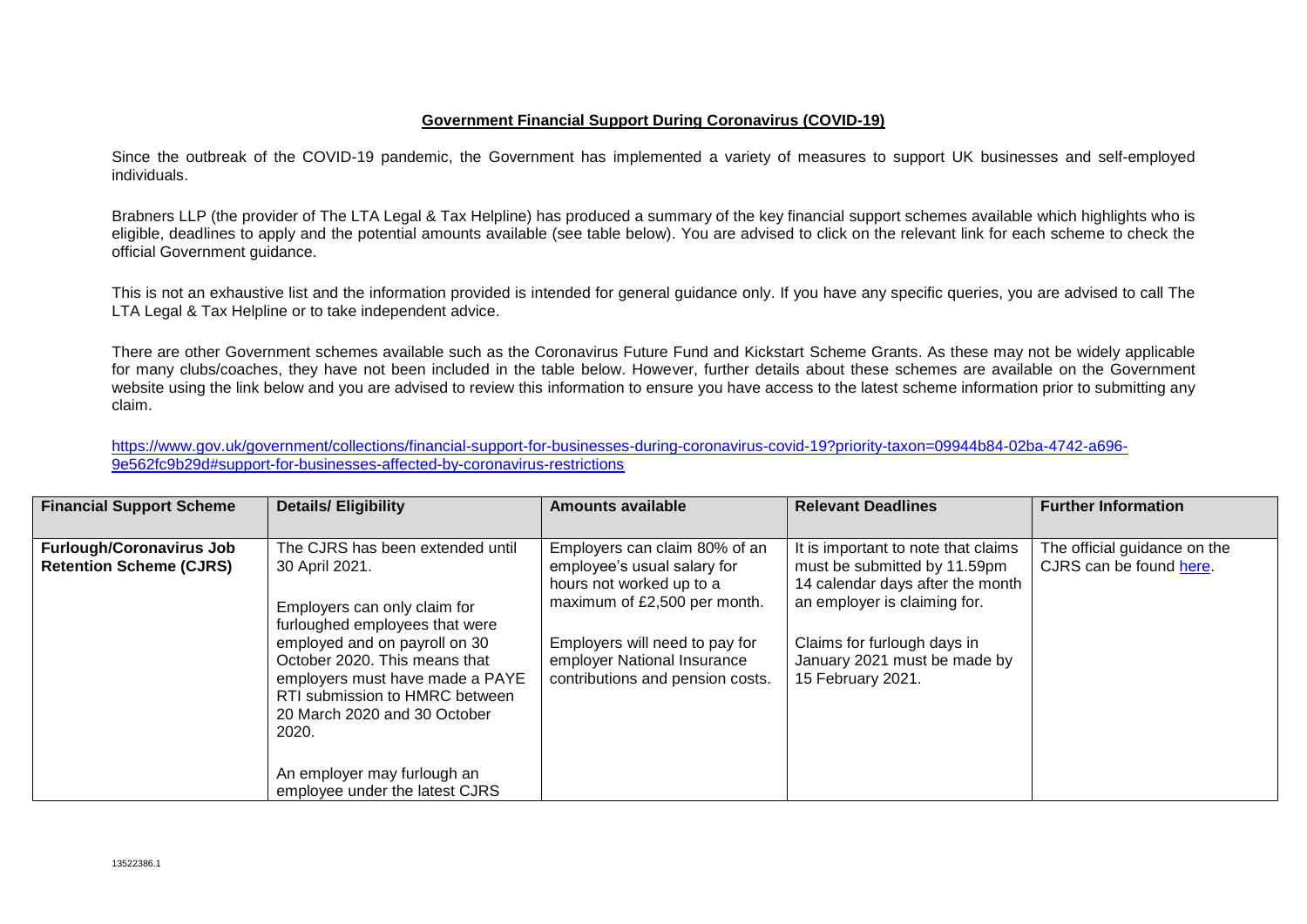# Government Financial Support During Coronavirus (COVID-19)

Since the outbreak of the COVID-19 pandemic, the Government has implemented a variety of measures to support UK businesses and self-employed individuals.

Brabners LLP (the provider of The LTA Legal & Tax Helpline) has produced a summary of the key financial support schemes available which highlights who is eligible, deadlines to apply and the potential amounts available (see table below). You are advised to click on the relevant link for each scheme to check the official Government guidance.

This is not an exhaustive list and the information provided is intended for general guidance only. If you have any specific queries, you are advised to call The LTA Legal & Tax Helpline or to take independent advice.

There are other Government schemes available such as the Coronavirus Future Fund and Kickstart Scheme Grants. As these may not be widely applicable for many clubs/coaches, they have not been included in the table below. However, further details about these schemes are available on the Government website using the link below and you are advised to review this information to ensure you have access to the latest scheme information prior to submitting any claim.

https://www.gov.uk/government/collections/financial-support-for-businesses-during-coronavirus-covid-19?priority-taxon=09944b84-02ba-4742-a696-9e562fc9b29d#support-for-businesses-affected-by-coronavirus-restrictions

| Financial Support Scheme | Details/ Eligibility | Amounts available | Relevant Deadlines | Further Information |
|---|---|---|---|---|
| **Furlough/Coronavirus Job Retention Scheme (CJRS)** | The CJRS has been extended until 30 April 2021.<br><br>Employers can only claim for furloughed employees that were employed and on payroll on 30 October 2020. This means that employers must have made a PAYE RTI submission to HMRC between 20 March 2020 and 30 October 2020.<br><br>An employer may furlough an employee under the latest CJRS | Employers can claim 80% of an employee's usual salary for hours not worked up to a maximum of £2,500 per month.<br><br>Employers will need to pay for employer National Insurance contributions and pension costs. | It is important to note that claims must be submitted by 11.59pm 14 calendar days after the month an employer is claiming for.<br><br>Claims for furlough days in January 2021 must be made by 15 February 2021. | The official guidance on the CJRS can be found here. |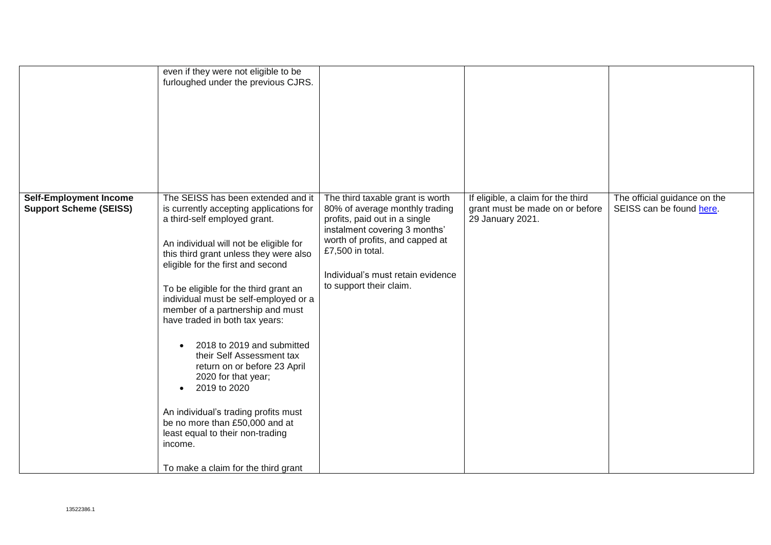| | | | | |
|---|---|---|---|---|
| | even if they were not eligible to be furloughed under the previous CJRS. | | | |
| **Self-Employment Income Support Scheme (SEISS)** | The SEISS has been extended and it is currently accepting applications for a third-self employed grant.<br><br>An individual will not be eligible for this third grant unless they were also eligible for the first and second<br><br>To be eligible for the third grant an individual must be self-employed or a member of a partnership and must have traded in both tax years:<br><br>• 2018 to 2019 and submitted their Self Assessment tax return on or before 23 April 2020 for that year;<br>• 2019 to 2020<br><br>An individual's trading profits must be no more than £50,000 and at least equal to their non-trading income.<br><br>To make a claim for the third grant | The third taxable grant is worth 80% of average monthly trading profits, paid out in a single instalment covering 3 months' worth of profits, and capped at £7,500 in total.<br><br>Individual's must retain evidence to support their claim. | If eligible, a claim for the third grant must be made on or before 29 January 2021. | The official guidance on the SEISS can be found here. |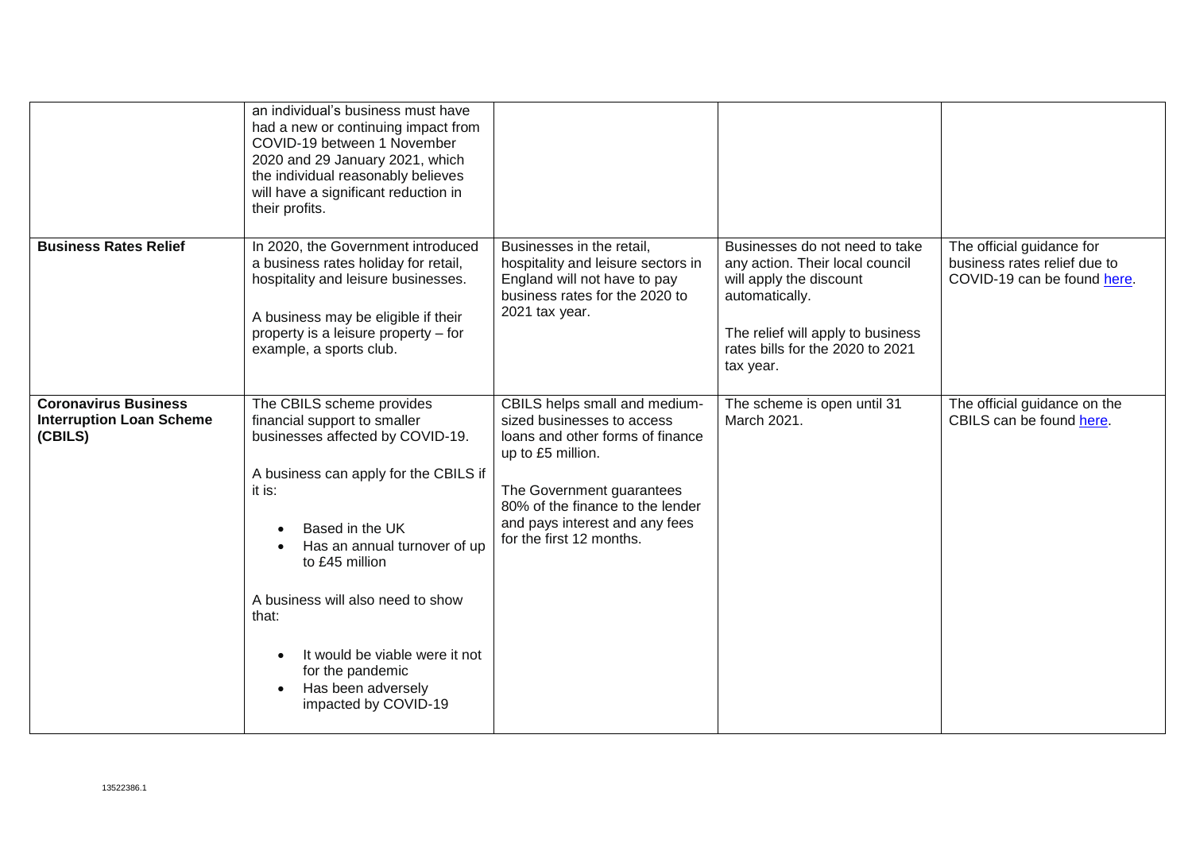| | | | | |
|---|---|---|---|---|
| | an individual's business must have had a new or continuing impact from COVID-19 between 1 November 2020 and 29 January 2021, which the individual reasonably believes will have a significant reduction in their profits. | | | |
| **Business Rates Relief** | In 2020, the Government introduced a business rates holiday for retail, hospitality and leisure businesses.<br><br>A business may be eligible if their property is a leisure property – for example, a sports club. | Businesses in the retail, hospitality and leisure sectors in England will not have to pay business rates for the 2020 to 2021 tax year. | Businesses do not need to take any action. Their local council will apply the discount automatically.<br><br>The relief will apply to business rates bills for the 2020 to 2021 tax year. | The official guidance for business rates relief due to COVID-19 can be found here. |
| **Coronavirus Business Interruption Loan Scheme (CBILS)** | The CBILS scheme provides financial support to smaller businesses affected by COVID-19.<br><br>A business can apply for the CBILS if it is:<br><br>• Based in the UK<br>• Has an annual turnover of up to £45 million<br><br>A business will also need to show that:<br><br>• It would be viable were it not for the pandemic<br>• Has been adversely impacted by COVID-19 | CBILS helps small and medium-sized businesses to access loans and other forms of finance up to £5 million.<br><br>The Government guarantees 80% of the finance to the lender and pays interest and any fees for the first 12 months. | The scheme is open until 31 March 2021. | The official guidance on the CBILS can be found here. |

13522386.1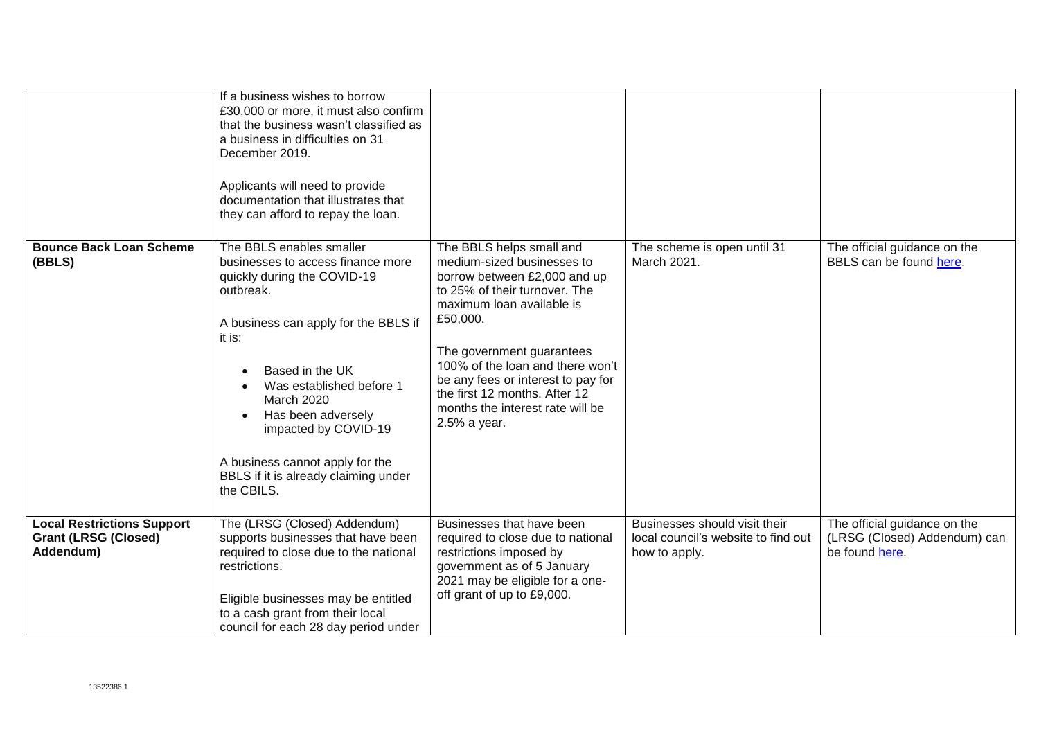| | | | | |
|---|---|---|---|---|
| | If a business wishes to borrow £30,000 or more, it must also confirm that the business wasn't classified as a business in difficulties on 31 December 2019.<br><br>Applicants will need to provide documentation that illustrates that they can afford to repay the loan. | | | |
| **Bounce Back Loan Scheme (BBLS)** | The BBLS enables smaller businesses to access finance more quickly during the COVID-19 outbreak.<br><br>A business can apply for the BBLS if it is:<br><br>• Based in the UK<br>• Was established before 1 March 2020<br>• Has been adversely impacted by COVID-19<br><br>A business cannot apply for the BBLS if it is already claiming under the CBILS. | The BBLS helps small and medium-sized businesses to borrow between £2,000 and up to 25% of their turnover. The maximum loan available is £50,000.<br><br>The government guarantees 100% of the loan and there won't be any fees or interest to pay for the first 12 months. After 12 months the interest rate will be 2.5% a year. | The scheme is open until 31 March 2021. | The official guidance on the BBLS can be found here. |
| **Local Restrictions Support Grant (LRSG (Closed) Addendum)** | The (LRSG (Closed) Addendum) supports businesses that have been required to close due to the national restrictions.<br><br>Eligible businesses may be entitled to a cash grant from their local council for each 28 day period under | Businesses that have been required to close due to national restrictions imposed by government as of 5 January 2021 may be eligible for a one-off grant of up to £9,000. | Businesses should visit their local council's website to find out how to apply. | The official guidance on the (LRSG (Closed) Addendum) can be found here. |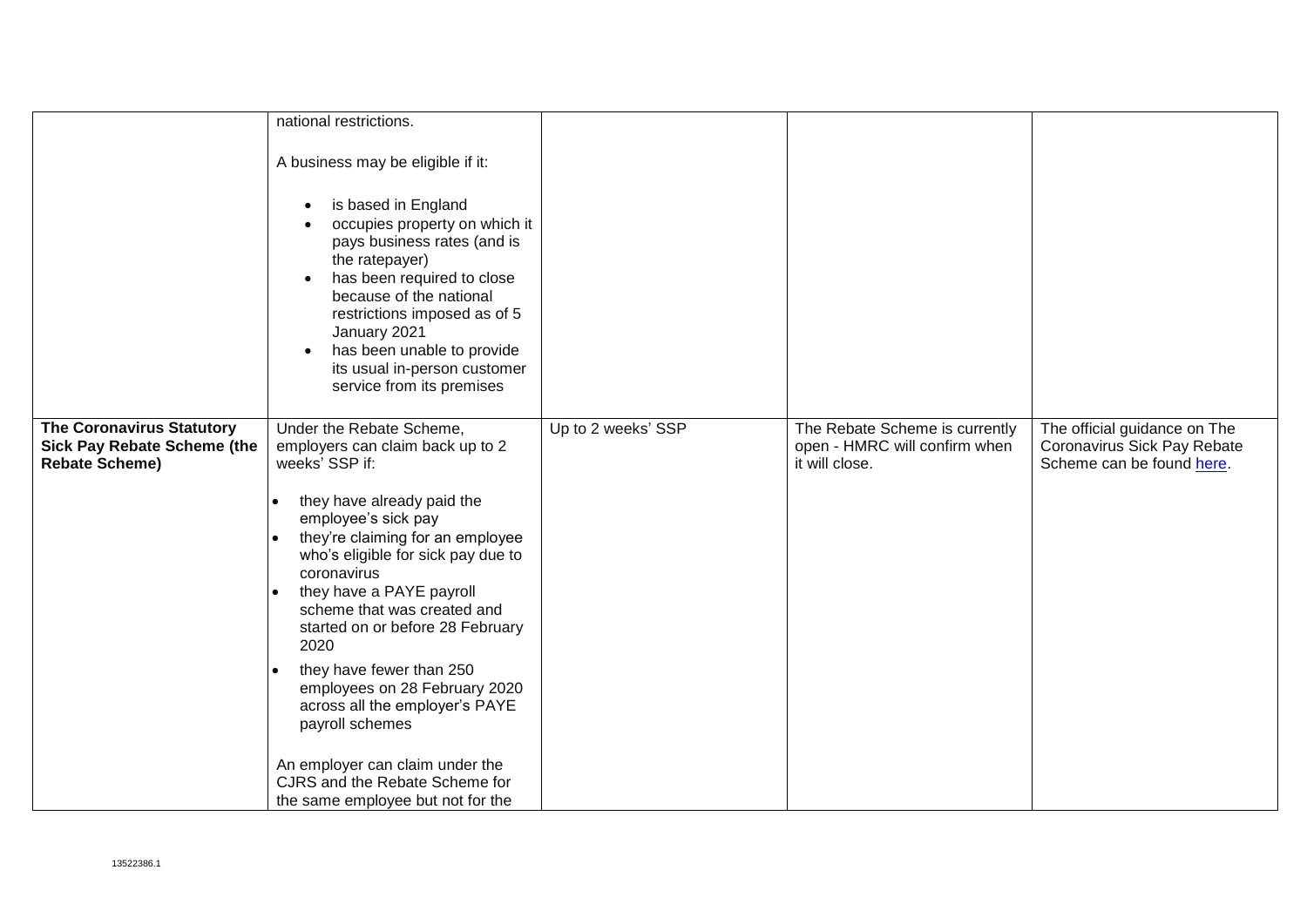| | | | | |
|---|---|---|---|---|
| | national restrictions.<br><br>A business may be eligible if it:<br><br>• is based in England<br>• occupies property on which it pays business rates (and is the ratepayer)<br>• has been required to close because of the national restrictions imposed as of 5 January 2021<br>• has been unable to provide its usual in-person customer service from its premises | | | |
| **The Coronavirus Statutory Sick Pay Rebate Scheme (the Rebate Scheme)** | Under the Rebate Scheme, employers can claim back up to 2 weeks' SSP if:<br><br>• they have already paid the employee's sick pay<br>• they're claiming for an employee who's eligible for sick pay due to coronavirus<br>• they have a PAYE payroll scheme that was created and started on or before 28 February 2020<br>• they have fewer than 250 employees on 28 February 2020 across all the employer's PAYE payroll schemes<br><br>An employer can claim under the CJRS and the Rebate Scheme for the same employee but not for the | Up to 2 weeks' SSP | The Rebate Scheme is currently open - HMRC will confirm when it will close. | The official guidance on The Coronavirus Sick Pay Rebate Scheme can be found here. |

13522386.1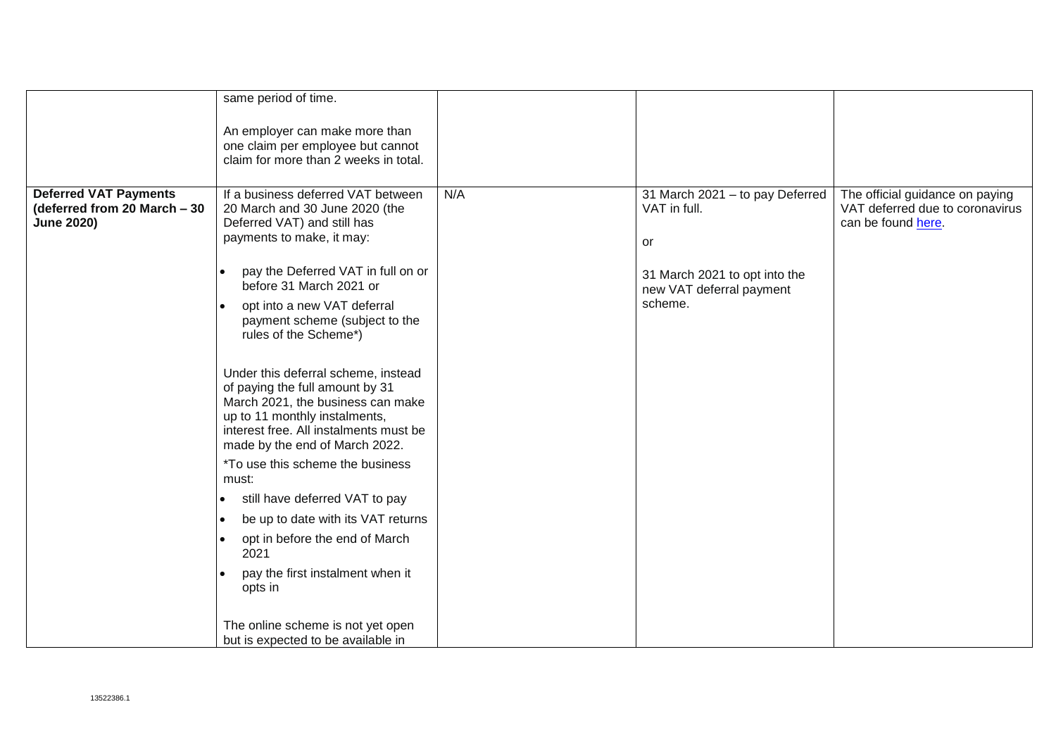| | | | | |
|---|---|---|---|---|
| | same period of time.<br><br>An employer can make more than one claim per employee but cannot claim for more than 2 weeks in total. | | | |
| **Deferred VAT Payments (deferred from 20 March – 30 June 2020)** | If a business deferred VAT between 20 March and 30 June 2020 (the Deferred VAT) and still has payments to make, it may:<br><br>• pay the Deferred VAT in full on or before 31 March 2021 or<br>• opt into a new VAT deferral payment scheme (subject to the rules of the Scheme*)<br><br>Under this deferral scheme, instead of paying the full amount by 31 March 2021, the business can make up to 11 monthly instalments, interest free. All instalments must be made by the end of March 2022.<br><br>*To use this scheme the business must:<br><br>• still have deferred VAT to pay<br>• be up to date with its VAT returns<br>• opt in before the end of March 2021<br>• pay the first instalment when it opts in<br><br>The online scheme is not yet open but is expected to be available in | N/A | 31 March 2021 – to pay Deferred VAT in full.<br><br>or<br><br>31 March 2021 to opt into the new VAT deferral payment scheme. | The official guidance on paying VAT deferred due to coronavirus can be found here. |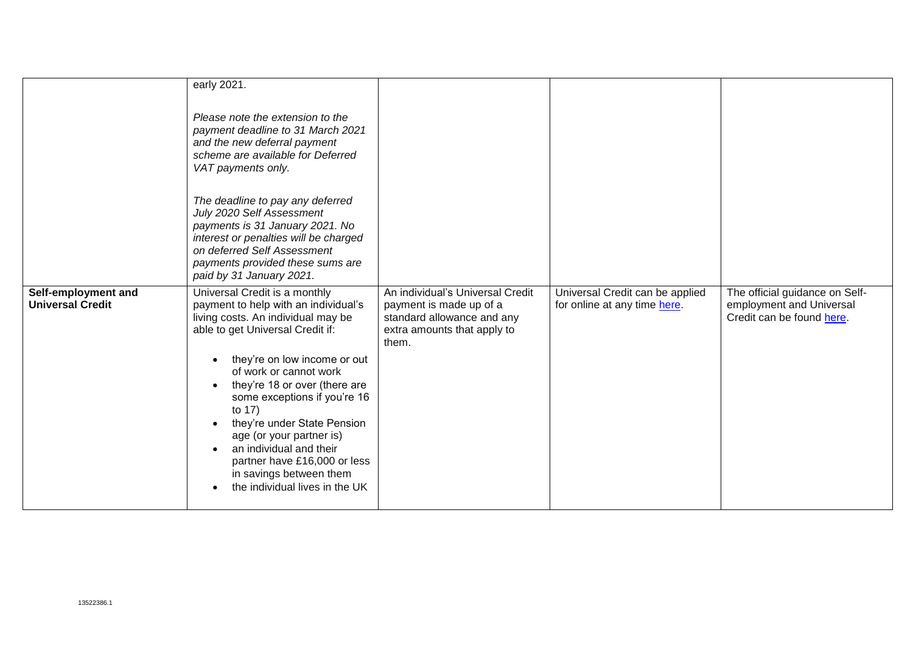| | | | | |
|---|---|---|---|---|
| | early 2021.<br><br>*Please note the extension to the payment deadline to 31 March 2021 and the new deferral payment scheme are available for Deferred VAT payments only.*<br><br>*The deadline to pay any deferred July 2020 Self Assessment payments is 31 January 2021. No interest or penalties will be charged on deferred Self Assessment payments provided these sums are paid by 31 January 2021.* | | | |
| **Self-employment and Universal Credit** | Universal Credit is a monthly payment to help with an individual's living costs. An individual may be able to get Universal Credit if:<br><br>• they're on low income or out of work or cannot work<br>• they're 18 or over (there are some exceptions if you're 16 to 17)<br>• they're under State Pension age (or your partner is)<br>• an individual and their partner have £16,000 or less in savings between them<br>• the individual lives in the UK | An individual's Universal Credit payment is made up of a standard allowance and any extra amounts that apply to them. | Universal Credit can be applied for online at any time here. | The official guidance on Self-employment and Universal Credit can be found here. |

13522386.1